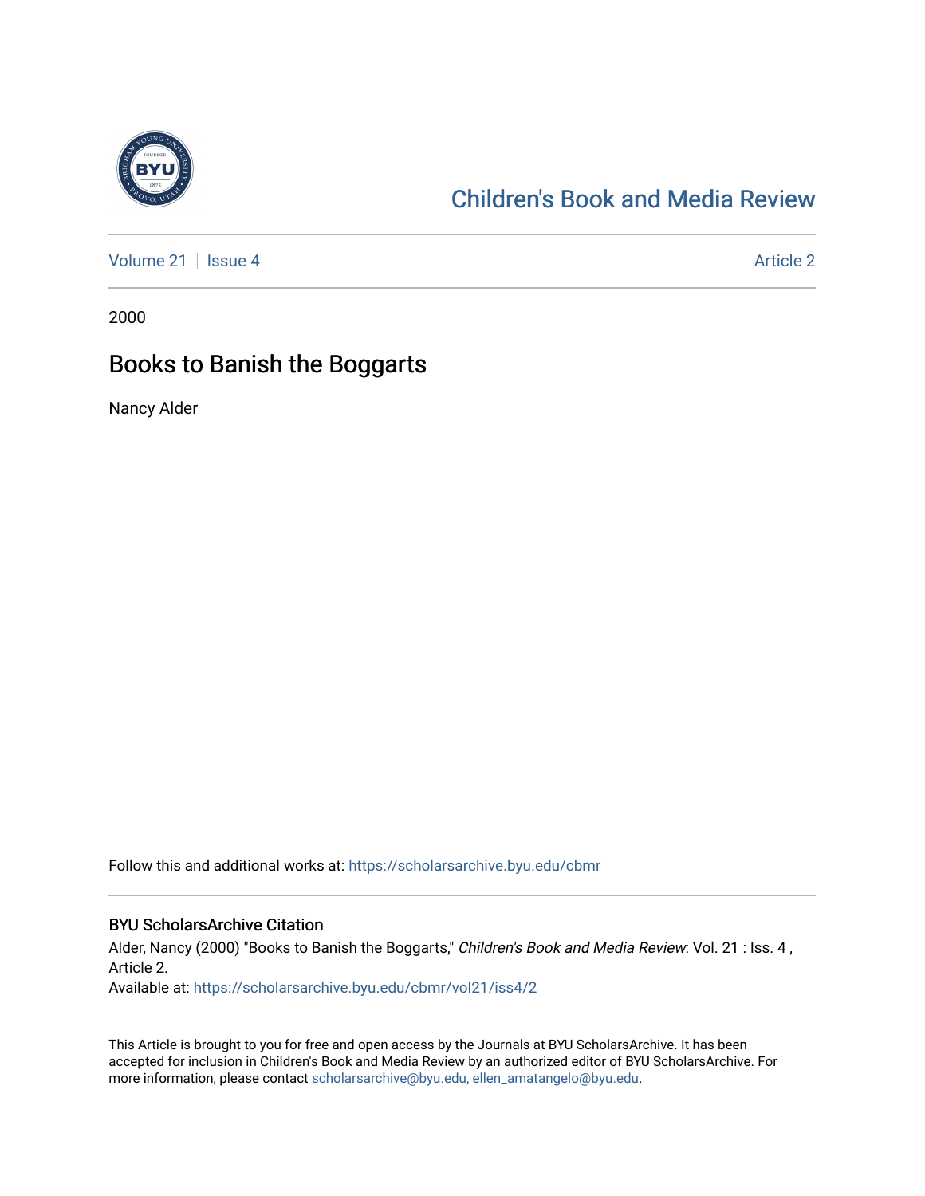Children's Book and Media Review

Volume 21 | Issue 4 — Article 2

2000

# Books to Banish the Boggarts

Nancy Alder

Follow this and additional works at: https://scholarsarchive.byu.edu/cbmr

## BYU ScholarsArchive Citation

Alder, Nancy (2000) "Books to Banish the Boggarts," *Children's Book and Media Review*: Vol. 21 : Iss. 4 , Article 2.
Available at: https://scholarsarchive.byu.edu/cbmr/vol21/iss4/2

This Article is brought to you for free and open access by the Journals at BYU ScholarsArchive. It has been accepted for inclusion in Children's Book and Media Review by an authorized editor of BYU ScholarsArchive. For more information, please contact scholarsarchive@byu.edu, ellen_amatangelo@byu.edu.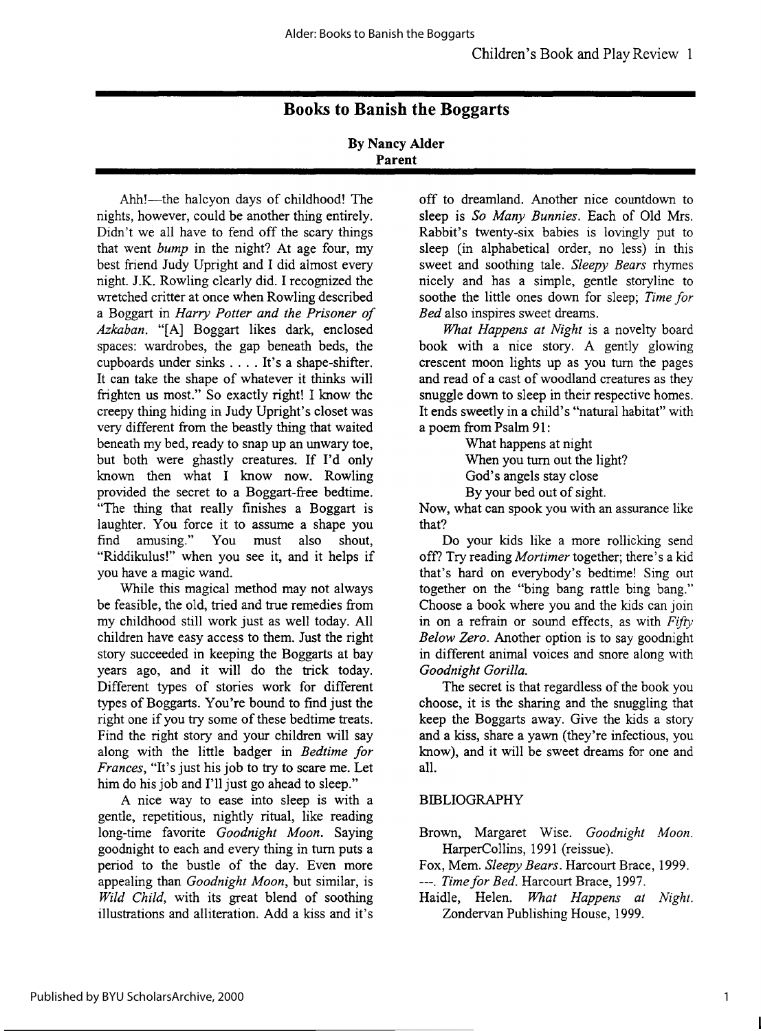# Books to Banish the Boggarts

**By Nancy Alder**
**Parent**

Ahh!—the halcyon days of childhood! The nights, however, could be another thing entirely. Didn't we all have to fend off the scary things that went *bump* in the night? At age four, my best friend Judy Upright and I did almost every night. J.K. Rowling clearly did. I recognized the wretched critter at once when Rowling described a Boggart in *Harry Potter and the Prisoner of Azkaban*. "[A] Boggart likes dark, enclosed spaces: wardrobes, the gap beneath beds, the cupboards under sinks . . . . It's a shape-shifter. It can take the shape of whatever it thinks will frighten us most." So exactly right! I know the creepy thing hiding in Judy Upright's closet was very different from the beastly thing that waited beneath my bed, ready to snap up an unwary toe, but both were ghastly creatures. If I'd only known then what I know now. Rowling provided the secret to a Boggart-free bedtime. "The thing that really finishes a Boggart is laughter. You force it to assume a shape you find amusing." You must also shout, "Riddikulus!" when you see it, and it helps if you have a magic wand.

While this magical method may not always be feasible, the old, tried and true remedies from my childhood still work just as well today. All children have easy access to them. Just the right story succeeded in keeping the Boggarts at bay years ago, and it will do the trick today. Different types of stories work for different types of Boggarts. You're bound to find just the right one if you try some of these bedtime treats. Find the right story and your children will say along with the little badger in *Bedtime for Frances*, "It's just his job to try to scare me. Let him do his job and I'll just go ahead to sleep."

A nice way to ease into sleep is with a gentle, repetitious, nightly ritual, like reading long-time favorite *Goodnight Moon*. Saying goodnight to each and every thing in turn puts a period to the bustle of the day. Even more appealing than *Goodnight Moon*, but similar, is *Wild Child*, with its great blend of soothing illustrations and alliteration. Add a kiss and it's off to dreamland. Another nice countdown to sleep is *So Many Bunnies*. Each of Old Mrs. Rabbit's twenty-six babies is lovingly put to sleep (in alphabetical order, no less) in this sweet and soothing tale. *Sleepy Bears* rhymes nicely and has a simple, gentle storyline to soothe the little ones down for sleep; *Time for Bed* also inspires sweet dreams.

*What Happens at Night* is a novelty board book with a nice story. A gently glowing crescent moon lights up as you turn the pages and read of a cast of woodland creatures as they snuggle down to sleep in their respective homes. It ends sweetly in a child's "natural habitat" with a poem from Psalm 91:

> What happens at night
> When you turn out the light?
> God's angels stay close
> By your bed out of sight.

Now, what can spook you with an assurance like that?

Do your kids like a more rollicking send off? Try reading *Mortimer* together; there's a kid that's hard on everybody's bedtime! Sing out together on the "bing bang rattle bing bang." Choose a book where you and the kids can join in on a refrain or sound effects, as with *Fifty Below Zero*. Another option is to say goodnight in different animal voices and snore along with *Goodnight Gorilla*.

The secret is that regardless of the book you choose, it is the sharing and the snuggling that keep the Boggarts away. Give the kids a story and a kiss, share a yawn (they're infectious, you know), and it will be sweet dreams for one and all.

BIBLIOGRAPHY

Brown, Margaret Wise. *Goodnight Moon*. HarperCollins, 1991 (reissue).

Fox, Mem. *Sleepy Bears*. Harcourt Brace, 1999.

---. *Time for Bed*. Harcourt Brace, 1997.

Haidle, Helen. *What Happens at Night*. Zondervan Publishing House, 1999.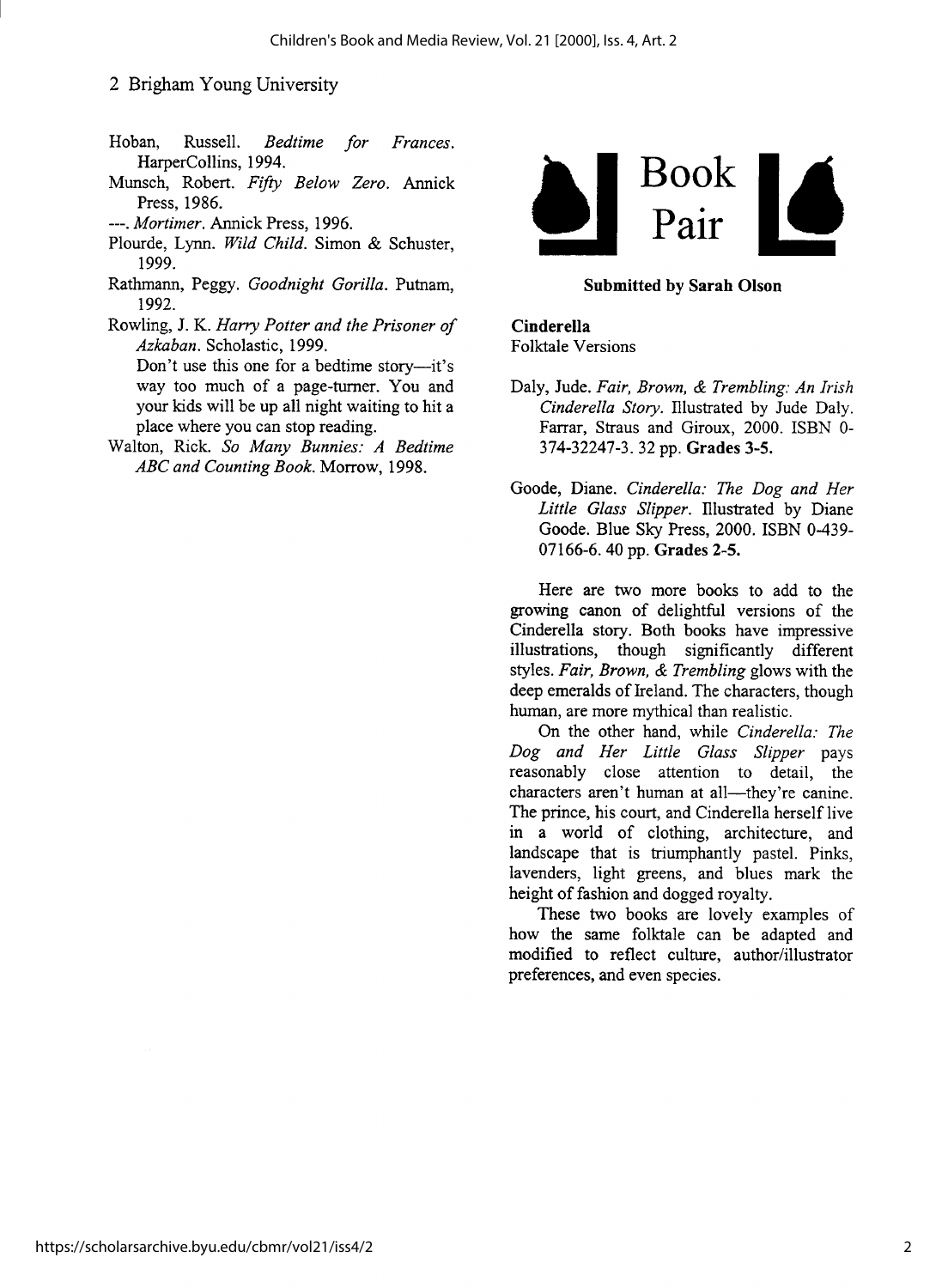Hoban, Russell. *Bedtime for Frances*. HarperCollins, 1994.

Munsch, Robert. *Fifty Below Zero*. Annick Press, 1986.

---. *Mortimer*. Annick Press, 1996.

Plourde, Lynn. *Wild Child*. Simon & Schuster, 1999.

Rathmann, Peggy. *Goodnight Gorilla*. Putnam, 1992.

Rowling, J. K. *Harry Potter and the Prisoner of Azkaban*. Scholastic, 1999.
Don't use this one for a bedtime story—it's way too much of a page-turner. You and your kids will be up all night waiting to hit a place where you can stop reading.

Walton, Rick. *So Many Bunnies: A Bedtime ABC and Counting Book*. Morrow, 1998.

# Book Pair

**Submitted by Sarah Olson**

**Cinderella**
Folktale Versions

Daly, Jude. *Fair, Brown, & Trembling: An Irish Cinderella Story*. Illustrated by Jude Daly. Farrar, Straus and Giroux, 2000. ISBN 0-374-32247-3. 32 pp. **Grades 3-5.**

Goode, Diane. *Cinderella: The Dog and Her Little Glass Slipper*. Illustrated by Diane Goode. Blue Sky Press, 2000. ISBN 0-439-07166-6. 40 pp. **Grades 2-5.**

Here are two more books to add to the growing canon of delightful versions of the Cinderella story. Both books have impressive illustrations, though significantly different styles. *Fair, Brown, & Trembling* glows with the deep emeralds of Ireland. The characters, though human, are more mythical than realistic.

On the other hand, while *Cinderella: The Dog and Her Little Glass Slipper* pays reasonably close attention to detail, the characters aren't human at all—they're canine. The prince, his court, and Cinderella herself live in a world of clothing, architecture, and landscape that is triumphantly pastel. Pinks, lavenders, light greens, and blues mark the height of fashion and dogged royalty.

These two books are lovely examples of how the same folktale can be adapted and modified to reflect culture, author/illustrator preferences, and even species.